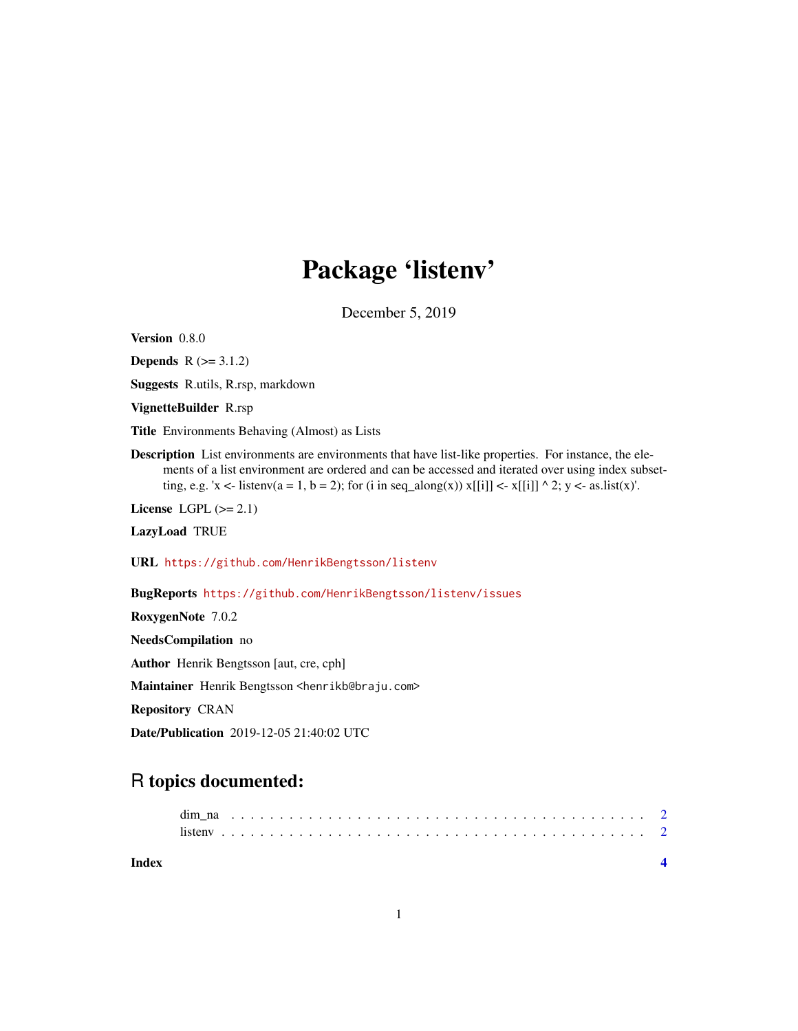# Package 'listenv'

December 5, 2019

**Version** 0.8.0

**Depends** R (>= 3.1.2)

**Suggests** R.utils, R.rsp, markdown

**VignetteBuilder** R.rsp

**Title** Environments Behaving (Almost) as Lists

**Description** List environments are environments that have list-like properties. For instance, the elements of a list environment are ordered and can be accessed and iterated over using index subsetting, e.g. 'x <- listenv(a = 1, b = 2); for (i in seq_along(x)) x[[i]] <- x[[i]] ^ 2; y <- as.list(x)'.

**License** LGPL (>= 2.1)

**LazyLoad** TRUE

**URL** https://github.com/HenrikBengtsson/listenv

**BugReports** https://github.com/HenrikBengtsson/listenv/issues

**RoxygenNote** 7.0.2

**NeedsCompilation** no

**Author** Henrik Bengtsson [aut, cre, cph]

**Maintainer** Henrik Bengtsson <henrikb@braju.com>

**Repository** CRAN

**Date/Publication** 2019-12-05 21:40:02 UTC

## R topics documented:

- dim_na . . . . . . . . . . . . . . . . . . . . . . . . . . . . . . . . . . . . . . . . . . 2
- listenv . . . . . . . . . . . . . . . . . . . . . . . . . . . . . . . . . . . . . . . . . . 2

**Index** 4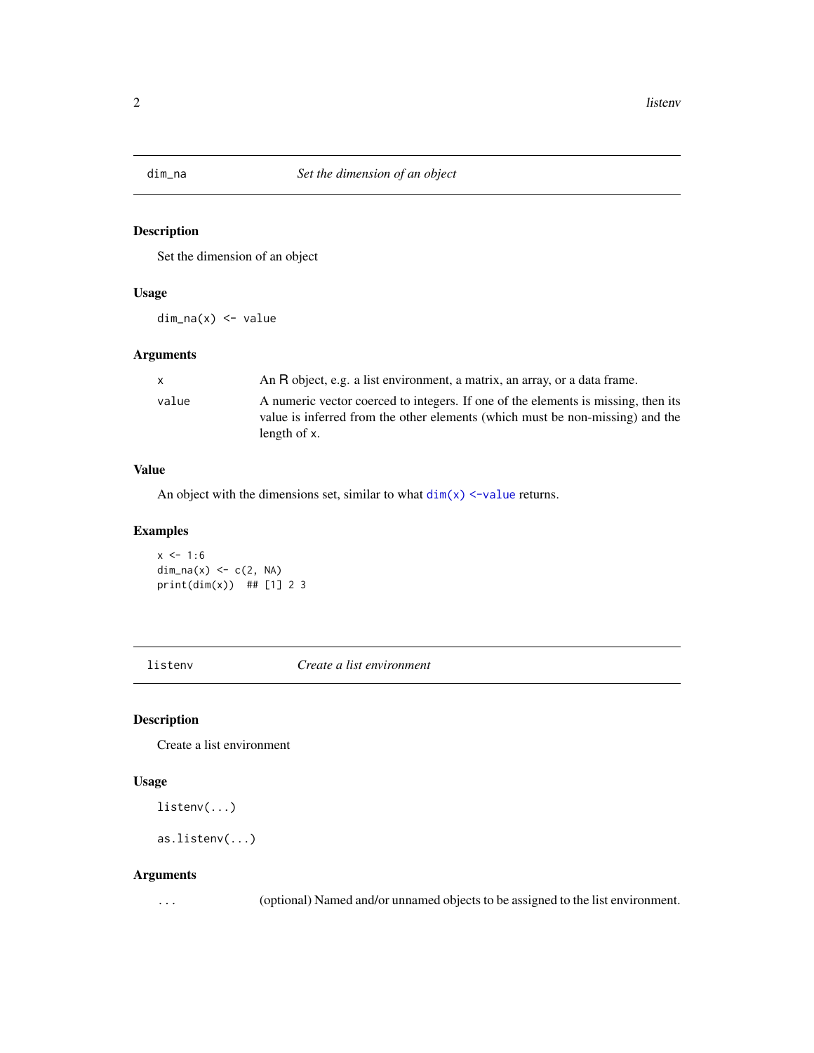## dim_na *Set the dimension of an object*

### Description

Set the dimension of an object

### Usage

```
dim_na(x) <- value
```

### Arguments

| | |
|---|---|
| x | An R object, e.g. a list environment, a matrix, an array, or a data frame. |
| value | A numeric vector coerced to integers. If one of the elements is missing, then its value is inferred from the other elements (which must be non-missing) and the length of x. |

### Value

An object with the dimensions set, similar to what `dim(x) <-value` returns.

### Examples

```
x <- 1:6
dim_na(x) <- c(2, NA)
print(dim(x))  ## [1] 2 3
```

## listenv *Create a list environment*

### Description

Create a list environment

### Usage

```
listenv(...)

as.listenv(...)
```

### Arguments

| | |
|---|---|
| ... | (optional) Named and/or unnamed objects to be assigned to the list environment. |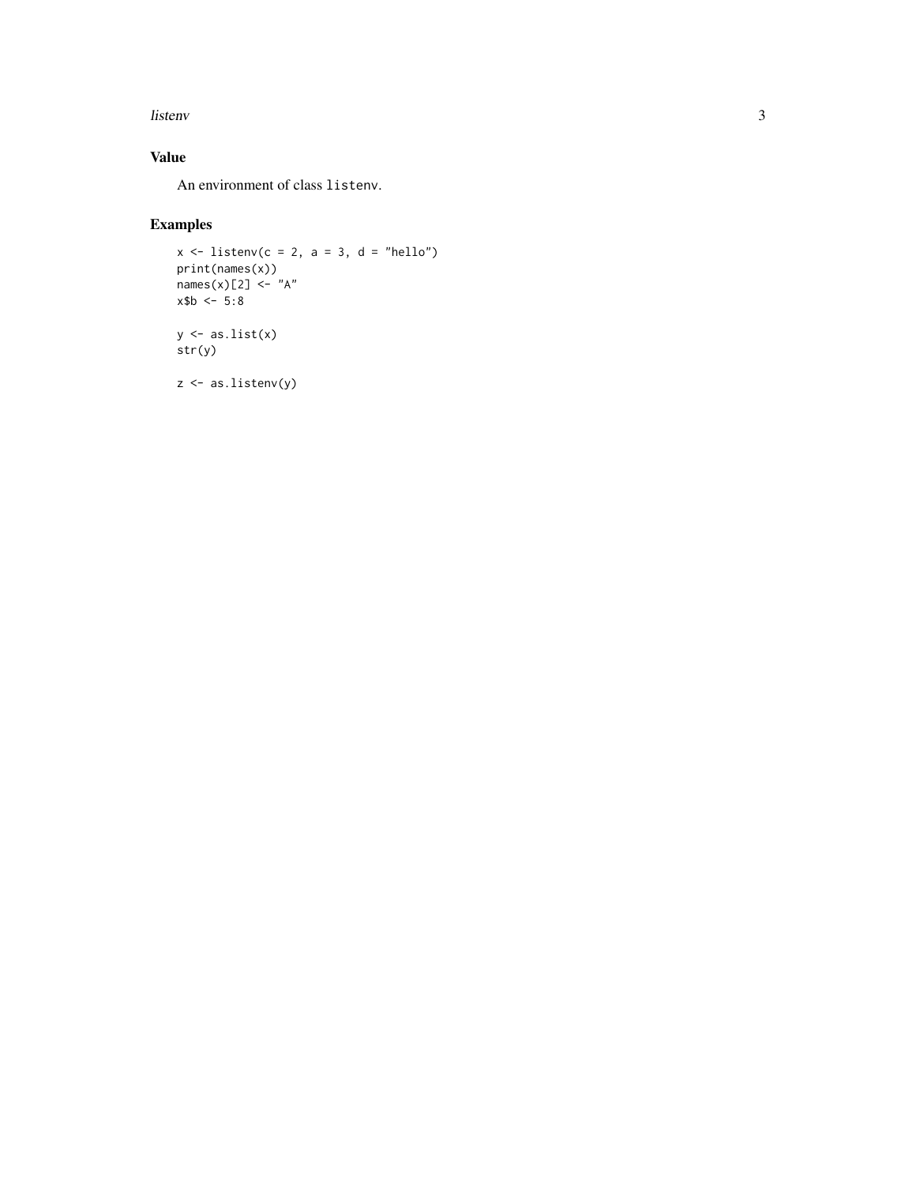## Value

An environment of class `listenv`.

## Examples

```
x <- listenv(c = 2, a = 3, d = "hello")
print(names(x))
names(x)[2] <- "A"
x$b <- 5:8

y <- as.list(x)
str(y)

z <- as.listenv(y)
```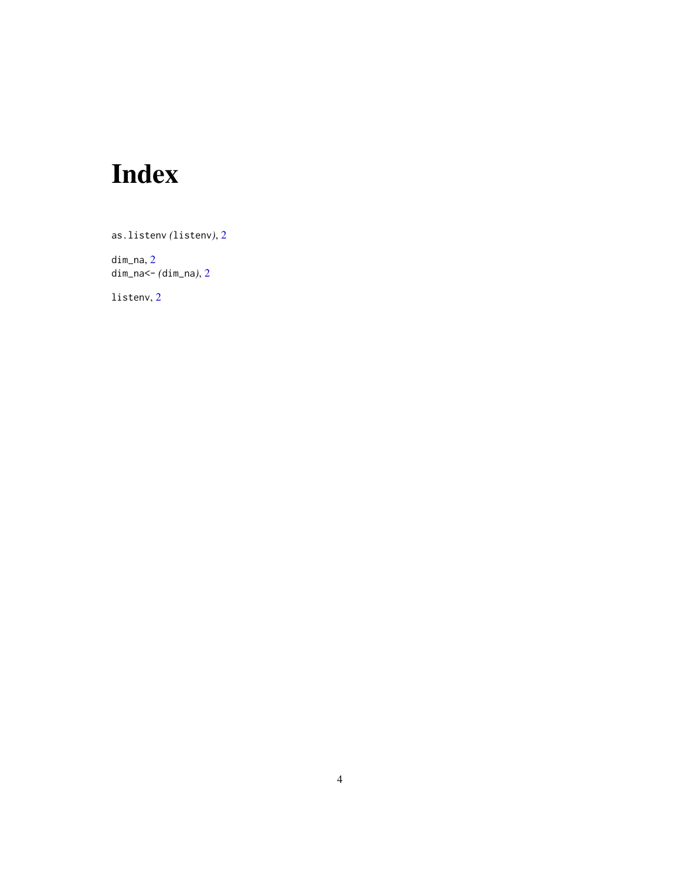# Index

as.listenv (listenv), 2

dim_na, 2
dim_na<- (dim_na), 2

listenv, 2